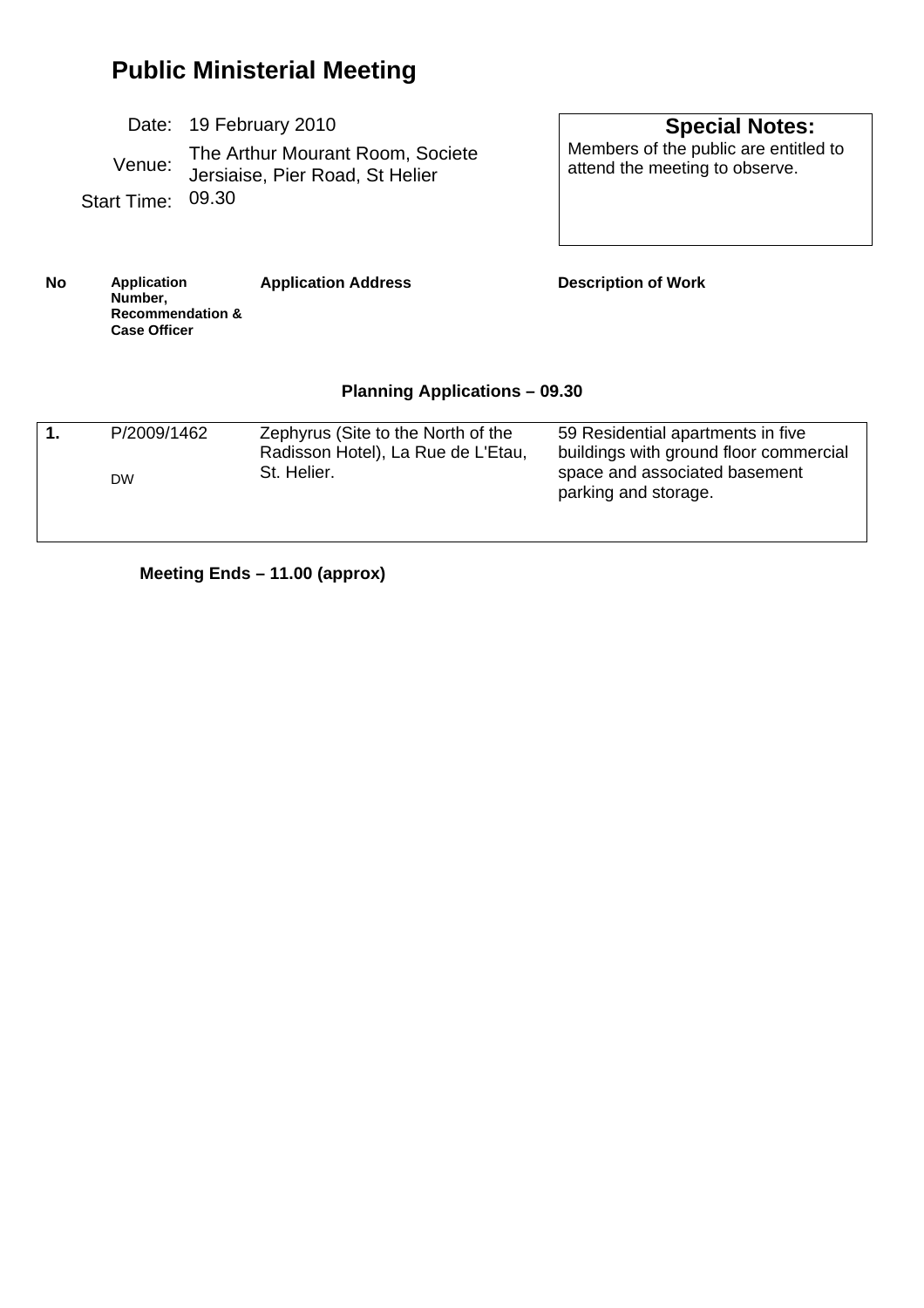# Public Ministerial Meeting

Date: 19 February 2010

Venue: The Arthur Mourant Room, Societe Jersiaise, Pier Road, St Helier

Start Time: 09.30

**Special Notes:**
Members of the public are entitled to attend the meeting to observe.

**Planning Applications – 09.30**

| No | Application Number, Recommendation & Case Officer | Application Address | Description of Work |
|---|---|---|---|
| **1.** | P/2009/1462<br>DW | Zephyrus (Site to the North of the Radisson Hotel), La Rue de L'Etau, St. Helier. | 59 Residential apartments in five buildings with ground floor commercial space and associated basement parking and storage. |

**Meeting Ends – 11.00 (approx)**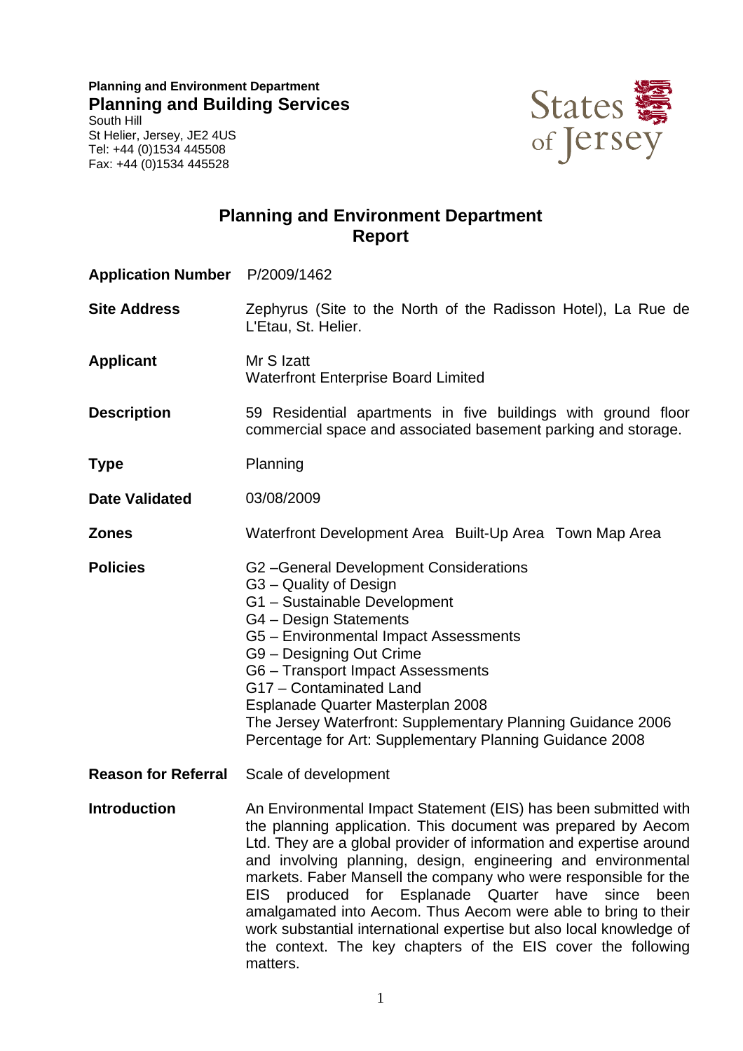**Planning and Environment Department**
**Planning and Building Services**
South Hill
St Helier, Jersey, JE2 4US
Tel: +44 (0)1534 445508
Fax: +44 (0)1534 445528

States of Jersey

# Planning and Environment Department Report

**Application Number** P/2009/1462

**Site Address** Zephyrus (Site to the North of the Radisson Hotel), La Rue de L'Etau, St. Helier.

**Applicant** Mr S Izatt
Waterfront Enterprise Board Limited

**Description** 59 Residential apartments in five buildings with ground floor commercial space and associated basement parking and storage.

**Type** Planning

**Date Validated** 03/08/2009

**Zones** Waterfront Development Area Built-Up Area Town Map Area

**Policies**
G2 –General Development Considerations
G3 – Quality of Design
G1 – Sustainable Development
G4 – Design Statements
G5 – Environmental Impact Assessments
G9 – Designing Out Crime
G6 – Transport Impact Assessments
G17 – Contaminated Land
Esplanade Quarter Masterplan 2008
The Jersey Waterfront: Supplementary Planning Guidance 2006
Percentage for Art: Supplementary Planning Guidance 2008

**Reason for Referral** Scale of development

**Introduction** An Environmental Impact Statement (EIS) has been submitted with the planning application. This document was prepared by Aecom Ltd. They are a global provider of information and expertise around and involving planning, design, engineering and environmental markets. Faber Mansell the company who were responsible for the EIS produced for Esplanade Quarter have since been amalgamated into Aecom. Thus Aecom were able to bring to their work substantial international expertise but also local knowledge of the context. The key chapters of the EIS cover the following matters.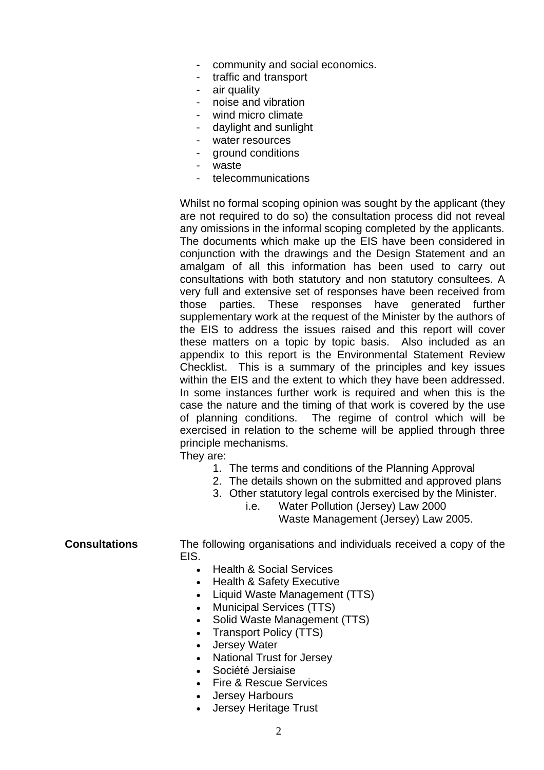- community and social economics.
- traffic and transport
- air quality
- noise and vibration
- wind micro climate
- daylight and sunlight
- water resources
- ground conditions
- waste
- telecommunications

Whilst no formal scoping opinion was sought by the applicant (they are not required to do so) the consultation process did not reveal any omissions in the informal scoping completed by the applicants. The documents which make up the EIS have been considered in conjunction with the drawings and the Design Statement and an amalgam of all this information has been used to carry out consultations with both statutory and non statutory consultees. A very full and extensive set of responses have been received from those parties. These responses have generated further supplementary work at the request of the Minister by the authors of the EIS to address the issues raised and this report will cover these matters on a topic by topic basis. Also included as an appendix to this report is the Environmental Statement Review Checklist. This is a summary of the principles and key issues within the EIS and the extent to which they have been addressed. In some instances further work is required and when this is the case the nature and the timing of that work is covered by the use of planning conditions. The regime of control which will be exercised in relation to the scheme will be applied through three principle mechanisms.
They are:

1. The terms and conditions of the Planning Approval
2. The details shown on the submitted and approved plans
3. Other statutory legal controls exercised by the Minister.
   i.e. Water Pollution (Jersey) Law 2000
   Waste Management (Jersey) Law 2005.

**Consultations**

The following organisations and individuals received a copy of the EIS.

- Health & Social Services
- Health & Safety Executive
- Liquid Waste Management (TTS)
- Municipal Services (TTS)
- Solid Waste Management (TTS)
- Transport Policy (TTS)
- Jersey Water
- National Trust for Jersey
- Société Jersiaise
- Fire & Rescue Services
- Jersey Harbours
- Jersey Heritage Trust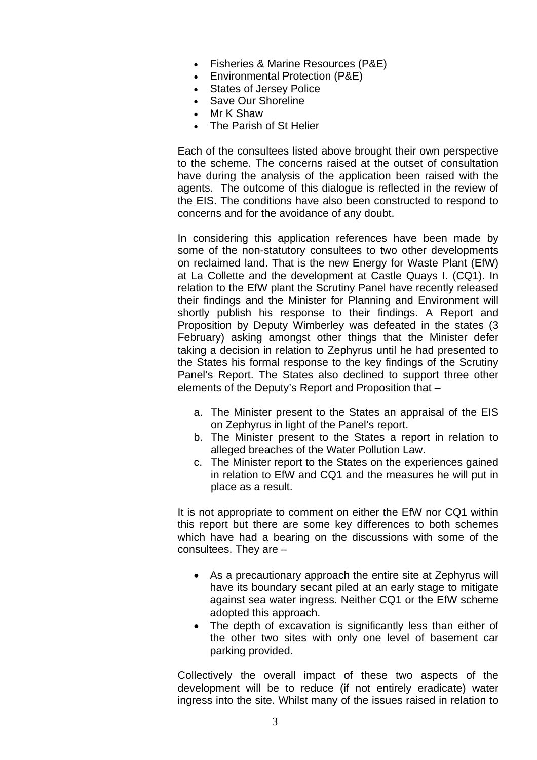- Fisheries & Marine Resources (P&E)
- Environmental Protection (P&E)
- States of Jersey Police
- Save Our Shoreline
- Mr K Shaw
- The Parish of St Helier

Each of the consultees listed above brought their own perspective to the scheme. The concerns raised at the outset of consultation have during the analysis of the application been raised with the agents. The outcome of this dialogue is reflected in the review of the EIS. The conditions have also been constructed to respond to concerns and for the avoidance of any doubt.

In considering this application references have been made by some of the non-statutory consultees to two other developments on reclaimed land. That is the new Energy for Waste Plant (EfW) at La Collette and the development at Castle Quays I. (CQ1). In relation to the EfW plant the Scrutiny Panel have recently released their findings and the Minister for Planning and Environment will shortly publish his response to their findings. A Report and Proposition by Deputy Wimberley was defeated in the states (3 February) asking amongst other things that the Minister defer taking a decision in relation to Zephyrus until he had presented to the States his formal response to the key findings of the Scrutiny Panel's Report. The States also declined to support three other elements of the Deputy's Report and Proposition that –

a. The Minister present to the States an appraisal of the EIS on Zephyrus in light of the Panel's report.
b. The Minister present to the States a report in relation to alleged breaches of the Water Pollution Law.
c. The Minister report to the States on the experiences gained in relation to EfW and CQ1 and the measures he will put in place as a result.

It is not appropriate to comment on either the EfW nor CQ1 within this report but there are some key differences to both schemes which have had a bearing on the discussions with some of the consultees. They are –

- As a precautionary approach the entire site at Zephyrus will have its boundary secant piled at an early stage to mitigate against sea water ingress. Neither CQ1 or the EfW scheme adopted this approach.
- The depth of excavation is significantly less than either of the other two sites with only one level of basement car parking provided.

Collectively the overall impact of these two aspects of the development will be to reduce (if not entirely eradicate) water ingress into the site. Whilst many of the issues raised in relation to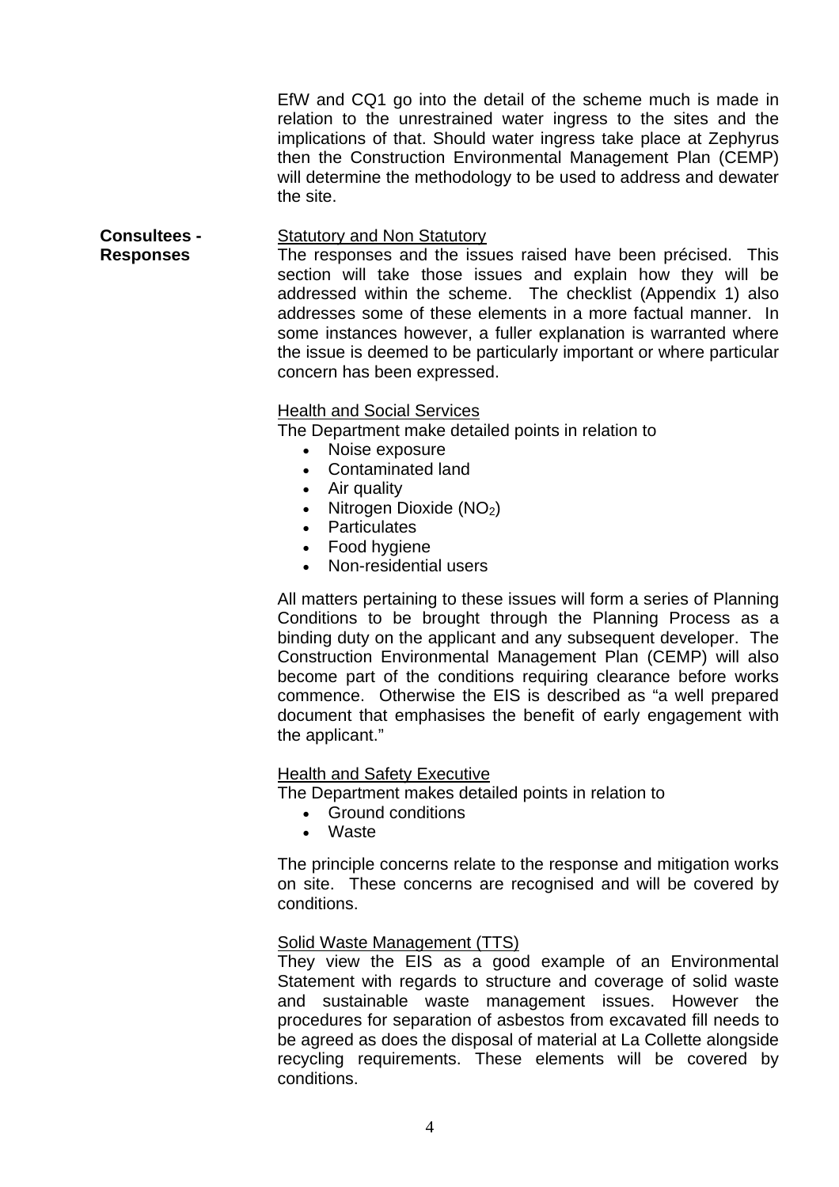EfW and CQ1 go into the detail of the scheme much is made in relation to the unrestrained water ingress to the sites and the implications of that. Should water ingress take place at Zephyrus then the Construction Environmental Management Plan (CEMP) will determine the methodology to be used to address and dewater the site.

**Consultees - Responses**

Statutory and Non Statutory

The responses and the issues raised have been précised. This section will take those issues and explain how they will be addressed within the scheme. The checklist (Appendix 1) also addresses some of these elements in a more factual manner. In some instances however, a fuller explanation is warranted where the issue is deemed to be particularly important or where particular concern has been expressed.

Health and Social Services

The Department make detailed points in relation to

- Noise exposure
- Contaminated land
- Air quality
- Nitrogen Dioxide ($NO_2$)
- Particulates
- Food hygiene
- Non-residential users

All matters pertaining to these issues will form a series of Planning Conditions to be brought through the Planning Process as a binding duty on the applicant and any subsequent developer. The Construction Environmental Management Plan (CEMP) will also become part of the conditions requiring clearance before works commence. Otherwise the EIS is described as "a well prepared document that emphasises the benefit of early engagement with the applicant."

Health and Safety Executive

The Department makes detailed points in relation to

- Ground conditions
- Waste

The principle concerns relate to the response and mitigation works on site. These concerns are recognised and will be covered by conditions.

Solid Waste Management (TTS)

They view the EIS as a good example of an Environmental Statement with regards to structure and coverage of solid waste and sustainable waste management issues. However the procedures for separation of asbestos from excavated fill needs to be agreed as does the disposal of material at La Collette alongside recycling requirements. These elements will be covered by conditions.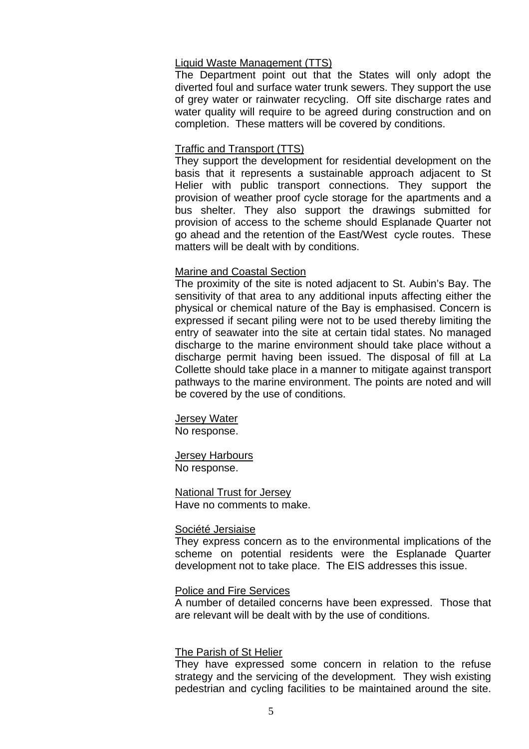Liquid Waste Management (TTS)

The Department point out that the States will only adopt the diverted foul and surface water trunk sewers. They support the use of grey water or rainwater recycling. Off site discharge rates and water quality will require to be agreed during construction and on completion. These matters will be covered by conditions.

Traffic and Transport (TTS)

They support the development for residential development on the basis that it represents a sustainable approach adjacent to St Helier with public transport connections. They support the provision of weather proof cycle storage for the apartments and a bus shelter. They also support the drawings submitted for provision of access to the scheme should Esplanade Quarter not go ahead and the retention of the East/West cycle routes. These matters will be dealt with by conditions.

Marine and Coastal Section

The proximity of the site is noted adjacent to St. Aubin's Bay. The sensitivity of that area to any additional inputs affecting either the physical or chemical nature of the Bay is emphasised. Concern is expressed if secant piling were not to be used thereby limiting the entry of seawater into the site at certain tidal states. No managed discharge to the marine environment should take place without a discharge permit having been issued. The disposal of fill at La Collette should take place in a manner to mitigate against transport pathways to the marine environment. The points are noted and will be covered by the use of conditions.

Jersey Water

No response.

Jersey Harbours

No response.

National Trust for Jersey

Have no comments to make.

Société Jersiaise

They express concern as to the environmental implications of the scheme on potential residents were the Esplanade Quarter development not to take place. The EIS addresses this issue.

Police and Fire Services

A number of detailed concerns have been expressed. Those that are relevant will be dealt with by the use of conditions.

The Parish of St Helier

They have expressed some concern in relation to the refuse strategy and the servicing of the development. They wish existing pedestrian and cycling facilities to be maintained around the site.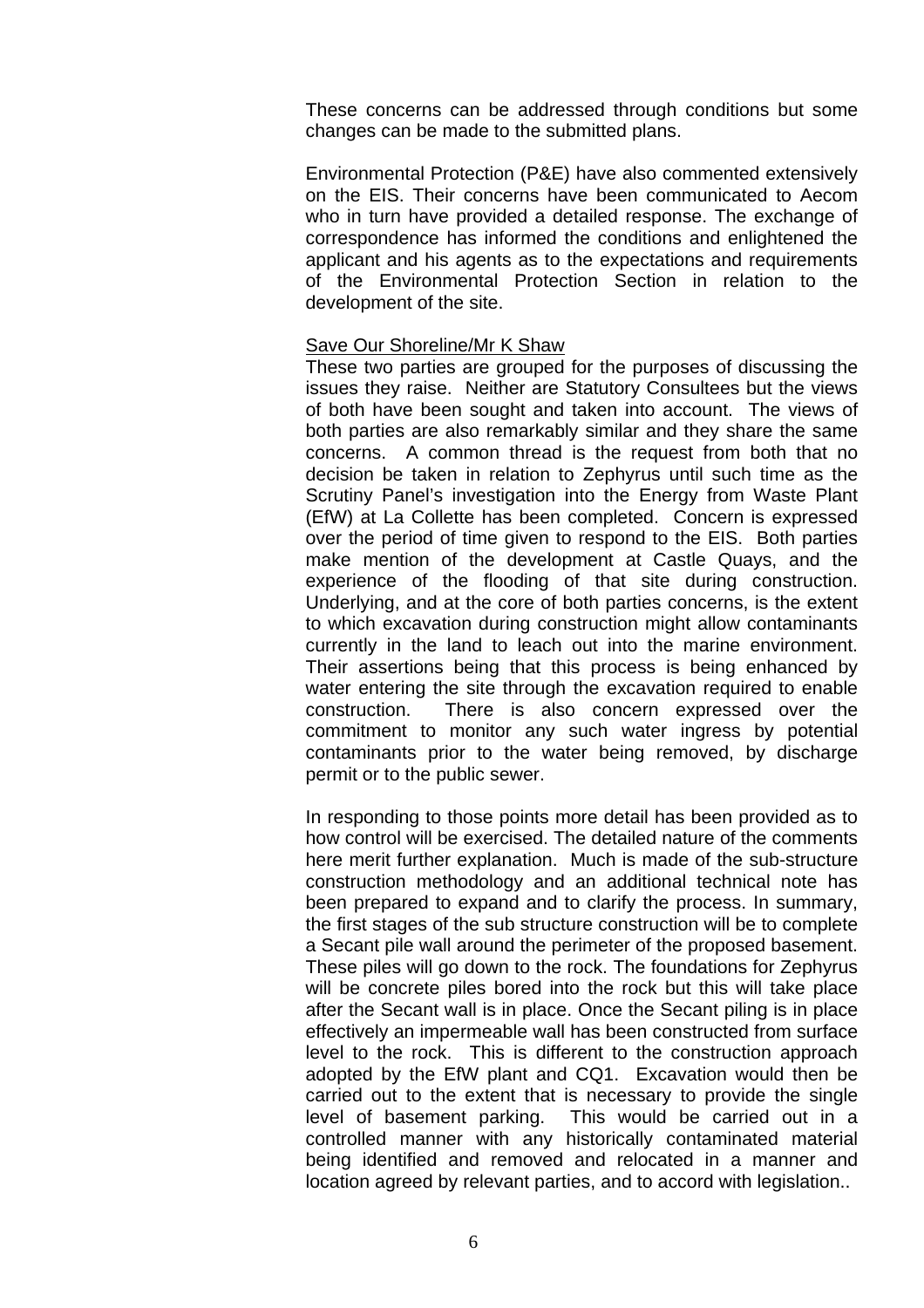These concerns can be addressed through conditions but some changes can be made to the submitted plans.

Environmental Protection (P&E) have also commented extensively on the EIS. Their concerns have been communicated to Aecom who in turn have provided a detailed response. The exchange of correspondence has informed the conditions and enlightened the applicant and his agents as to the expectations and requirements of the Environmental Protection Section in relation to the development of the site.

<u>Save Our Shoreline/Mr K Shaw</u>

These two parties are grouped for the purposes of discussing the issues they raise. Neither are Statutory Consultees but the views of both have been sought and taken into account. The views of both parties are also remarkably similar and they share the same concerns. A common thread is the request from both that no decision be taken in relation to Zephyrus until such time as the Scrutiny Panel's investigation into the Energy from Waste Plant (EfW) at La Collette has been completed. Concern is expressed over the period of time given to respond to the EIS. Both parties make mention of the development at Castle Quays, and the experience of the flooding of that site during construction. Underlying, and at the core of both parties concerns, is the extent to which excavation during construction might allow contaminants currently in the land to leach out into the marine environment. Their assertions being that this process is being enhanced by water entering the site through the excavation required to enable construction. There is also concern expressed over the commitment to monitor any such water ingress by potential contaminants prior to the water being removed, by discharge permit or to the public sewer.

In responding to those points more detail has been provided as to how control will be exercised. The detailed nature of the comments here merit further explanation. Much is made of the sub-structure construction methodology and an additional technical note has been prepared to expand and to clarify the process. In summary, the first stages of the sub structure construction will be to complete a Secant pile wall around the perimeter of the proposed basement. These piles will go down to the rock. The foundations for Zephyrus will be concrete piles bored into the rock but this will take place after the Secant wall is in place. Once the Secant piling is in place effectively an impermeable wall has been constructed from surface level to the rock. This is different to the construction approach adopted by the EfW plant and CQ1. Excavation would then be carried out to the extent that is necessary to provide the single level of basement parking. This would be carried out in a controlled manner with any historically contaminated material being identified and removed and relocated in a manner and location agreed by relevant parties, and to accord with legislation..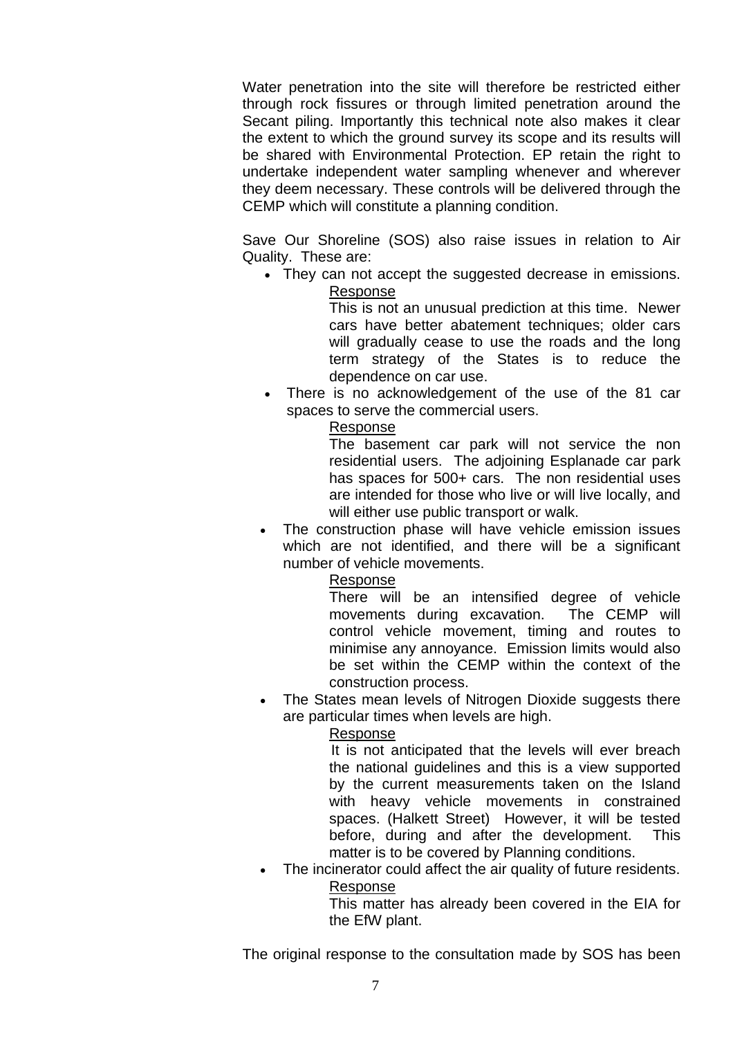Water penetration into the site will therefore be restricted either through rock fissures or through limited penetration around the Secant piling. Importantly this technical note also makes it clear the extent to which the ground survey its scope and its results will be shared with Environmental Protection. EP retain the right to undertake independent water sampling whenever and wherever they deem necessary. These controls will be delivered through the CEMP which will constitute a planning condition.

Save Our Shoreline (SOS) also raise issues in relation to Air Quality. These are:

- They can not accept the suggested decrease in emissions.

  <u>Response</u>

  This is not an unusual prediction at this time. Newer cars have better abatement techniques; older cars will gradually cease to use the roads and the long term strategy of the States is to reduce the dependence on car use.

- There is no acknowledgement of the use of the 81 car spaces to serve the commercial users.

  <u>Response</u>

  The basement car park will not service the non residential users. The adjoining Esplanade car park has spaces for 500+ cars. The non residential uses are intended for those who live or will live locally, and will either use public transport or walk.

- The construction phase will have vehicle emission issues which are not identified, and there will be a significant number of vehicle movements.

  <u>Response</u>

  There will be an intensified degree of vehicle movements during excavation. The CEMP will control vehicle movement, timing and routes to minimise any annoyance. Emission limits would also be set within the CEMP within the context of the construction process.

- The States mean levels of Nitrogen Dioxide suggests there are particular times when levels are high.

  <u>Response</u>

  It is not anticipated that the levels will ever breach the national guidelines and this is a view supported by the current measurements taken on the Island with heavy vehicle movements in constrained spaces. (Halkett Street) However, it will be tested before, during and after the development. This matter is to be covered by Planning conditions.

- The incinerator could affect the air quality of future residents.

  <u>Response</u>

  This matter has already been covered in the EIA for the EfW plant.

The original response to the consultation made by SOS has been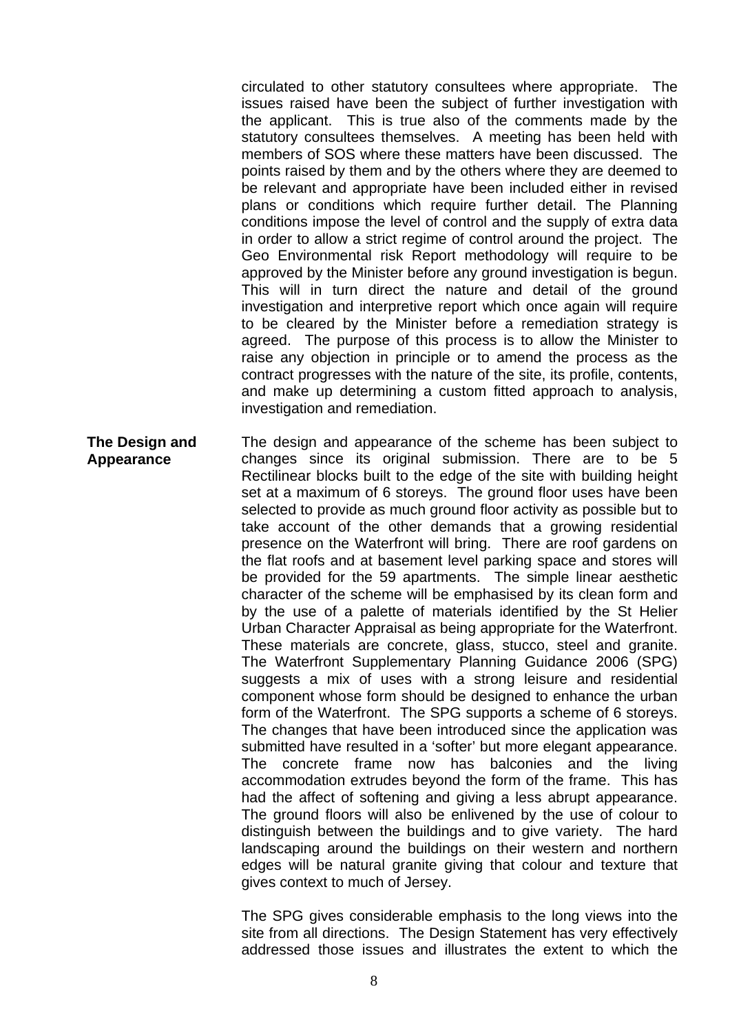circulated to other statutory consultees where appropriate. The issues raised have been the subject of further investigation with the applicant. This is true also of the comments made by the statutory consultees themselves. A meeting has been held with members of SOS where these matters have been discussed. The points raised by them and by the others where they are deemed to be relevant and appropriate have been included either in revised plans or conditions which require further detail. The Planning conditions impose the level of control and the supply of extra data in order to allow a strict regime of control around the project. The Geo Environmental risk Report methodology will require to be approved by the Minister before any ground investigation is begun. This will in turn direct the nature and detail of the ground investigation and interpretive report which once again will require to be cleared by the Minister before a remediation strategy is agreed. The purpose of this process is to allow the Minister to raise any objection in principle or to amend the process as the contract progresses with the nature of the site, its profile, contents, and make up determining a custom fitted approach to analysis, investigation and remediation.

**The Design and Appearance**

The design and appearance of the scheme has been subject to changes since its original submission. There are to be 5 Rectilinear blocks built to the edge of the site with building height set at a maximum of 6 storeys. The ground floor uses have been selected to provide as much ground floor activity as possible but to take account of the other demands that a growing residential presence on the Waterfront will bring. There are roof gardens on the flat roofs and at basement level parking space and stores will be provided for the 59 apartments. The simple linear aesthetic character of the scheme will be emphasised by its clean form and by the use of a palette of materials identified by the St Helier Urban Character Appraisal as being appropriate for the Waterfront. These materials are concrete, glass, stucco, steel and granite. The Waterfront Supplementary Planning Guidance 2006 (SPG) suggests a mix of uses with a strong leisure and residential component whose form should be designed to enhance the urban form of the Waterfront. The SPG supports a scheme of 6 storeys. The changes that have been introduced since the application was submitted have resulted in a 'softer' but more elegant appearance. The concrete frame now has balconies and the living accommodation extrudes beyond the form of the frame. This has had the affect of softening and giving a less abrupt appearance. The ground floors will also be enlivened by the use of colour to distinguish between the buildings and to give variety. The hard landscaping around the buildings on their western and northern edges will be natural granite giving that colour and texture that gives context to much of Jersey.

The SPG gives considerable emphasis to the long views into the site from all directions. The Design Statement has very effectively addressed those issues and illustrates the extent to which the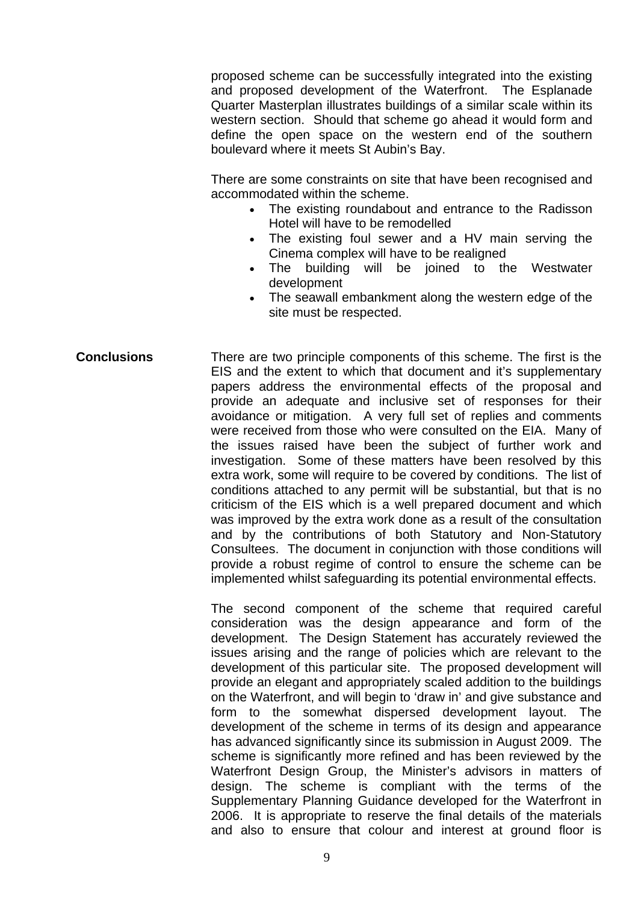proposed scheme can be successfully integrated into the existing and proposed development of the Waterfront. The Esplanade Quarter Masterplan illustrates buildings of a similar scale within its western section. Should that scheme go ahead it would form and define the open space on the western end of the southern boulevard where it meets St Aubin's Bay.

There are some constraints on site that have been recognised and accommodated within the scheme.

- The existing roundabout and entrance to the Radisson Hotel will have to be remodelled
- The existing foul sewer and a HV main serving the Cinema complex will have to be realigned
- The building will be joined to the Westwater development
- The seawall embankment along the western edge of the site must be respected.

**Conclusions**

There are two principle components of this scheme. The first is the EIS and the extent to which that document and it's supplementary papers address the environmental effects of the proposal and provide an adequate and inclusive set of responses for their avoidance or mitigation. A very full set of replies and comments were received from those who were consulted on the EIA. Many of the issues raised have been the subject of further work and investigation. Some of these matters have been resolved by this extra work, some will require to be covered by conditions. The list of conditions attached to any permit will be substantial, but that is no criticism of the EIS which is a well prepared document and which was improved by the extra work done as a result of the consultation and by the contributions of both Statutory and Non-Statutory Consultees. The document in conjunction with those conditions will provide a robust regime of control to ensure the scheme can be implemented whilst safeguarding its potential environmental effects.

The second component of the scheme that required careful consideration was the design appearance and form of the development. The Design Statement has accurately reviewed the issues arising and the range of policies which are relevant to the development of this particular site. The proposed development will provide an elegant and appropriately scaled addition to the buildings on the Waterfront, and will begin to 'draw in' and give substance and form to the somewhat dispersed development layout. The development of the scheme in terms of its design and appearance has advanced significantly since its submission in August 2009. The scheme is significantly more refined and has been reviewed by the Waterfront Design Group, the Minister's advisors in matters of design. The scheme is compliant with the terms of the Supplementary Planning Guidance developed for the Waterfront in 2006. It is appropriate to reserve the final details of the materials and also to ensure that colour and interest at ground floor is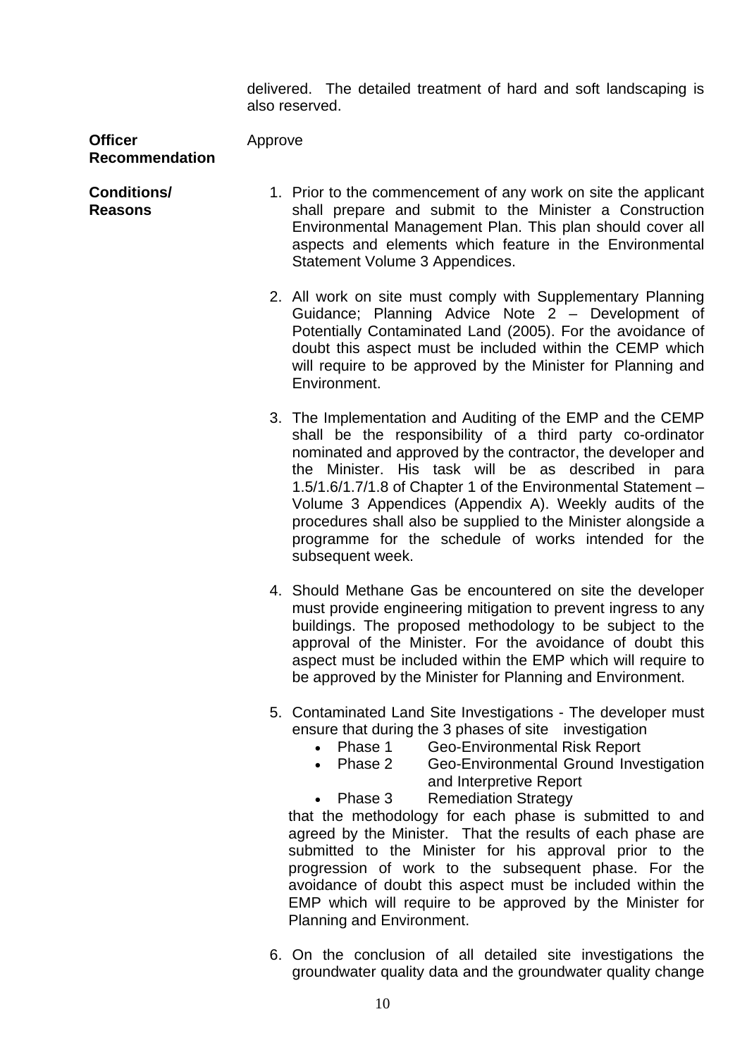delivered. The detailed treatment of hard and soft landscaping is also reserved.

**Officer Recommendation**

Approve

**Conditions/ Reasons**

1. Prior to the commencement of any work on site the applicant shall prepare and submit to the Minister a Construction Environmental Management Plan. This plan should cover all aspects and elements which feature in the Environmental Statement Volume 3 Appendices.

2. All work on site must comply with Supplementary Planning Guidance; Planning Advice Note 2 – Development of Potentially Contaminated Land (2005). For the avoidance of doubt this aspect must be included within the CEMP which will require to be approved by the Minister for Planning and Environment.

3. The Implementation and Auditing of the EMP and the CEMP shall be the responsibility of a third party co-ordinator nominated and approved by the contractor, the developer and the Minister. His task will be as described in para 1.5/1.6/1.7/1.8 of Chapter 1 of the Environmental Statement – Volume 3 Appendices (Appendix A). Weekly audits of the procedures shall also be supplied to the Minister alongside a programme for the schedule of works intended for the subsequent week.

4. Should Methane Gas be encountered on site the developer must provide engineering mitigation to prevent ingress to any buildings. The proposed methodology to be subject to the approval of the Minister. For the avoidance of doubt this aspect must be included within the EMP which will require to be approved by the Minister for Planning and Environment.

5. Contaminated Land Site Investigations - The developer must ensure that during the 3 phases of site investigation
   - Phase 1 Geo-Environmental Risk Report
   - Phase 2 Geo-Environmental Ground Investigation and Interpretive Report
   - Phase 3 Remediation Strategy

   that the methodology for each phase is submitted to and agreed by the Minister. That the results of each phase are submitted to the Minister for his approval prior to the progression of work to the subsequent phase. For the avoidance of doubt this aspect must be included within the EMP which will require to be approved by the Minister for Planning and Environment.

6. On the conclusion of all detailed site investigations the groundwater quality data and the groundwater quality change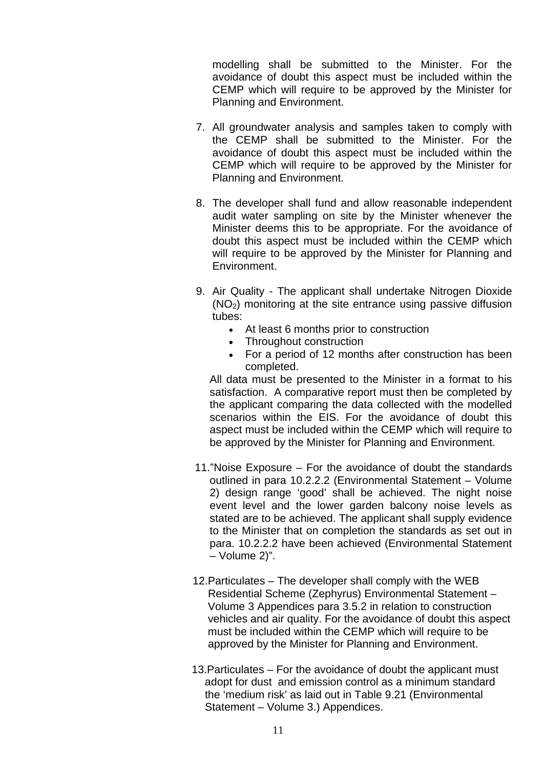modelling shall be submitted to the Minister. For the avoidance of doubt this aspect must be included within the CEMP which will require to be approved by the Minister for Planning and Environment.

7. All groundwater analysis and samples taken to comply with the CEMP shall be submitted to the Minister. For the avoidance of doubt this aspect must be included within the CEMP which will require to be approved by the Minister for Planning and Environment.

8. The developer shall fund and allow reasonable independent audit water sampling on site by the Minister whenever the Minister deems this to be appropriate. For the avoidance of doubt this aspect must be included within the CEMP which will require to be approved by the Minister for Planning and Environment.

9. Air Quality - The applicant shall undertake Nitrogen Dioxide ($NO_2$) monitoring at the site entrance using passive diffusion tubes:
   - At least 6 months prior to construction
   - Throughout construction
   - For a period of 12 months after construction has been completed.

   All data must be presented to the Minister in a format to his satisfaction. A comparative report must then be completed by the applicant comparing the data collected with the modelled scenarios within the EIS. For the avoidance of doubt this aspect must be included within the CEMP which will require to be approved by the Minister for Planning and Environment.

11. "Noise Exposure – For the avoidance of doubt the standards outlined in para 10.2.2.2 (Environmental Statement – Volume 2) design range 'good' shall be achieved. The night noise event level and the lower garden balcony noise levels as stated are to be achieved. The applicant shall supply evidence to the Minister that on completion the standards as set out in para. 10.2.2.2 have been achieved (Environmental Statement – Volume 2)".

12. Particulates – The developer shall comply with the WEB Residential Scheme (Zephyrus) Environmental Statement – Volume 3 Appendices para 3.5.2 in relation to construction vehicles and air quality. For the avoidance of doubt this aspect must be included within the CEMP which will require to be approved by the Minister for Planning and Environment.

13. Particulates – For the avoidance of doubt the applicant must adopt for dust and emission control as a minimum standard the 'medium risk' as laid out in Table 9.21 (Environmental Statement – Volume 3.) Appendices.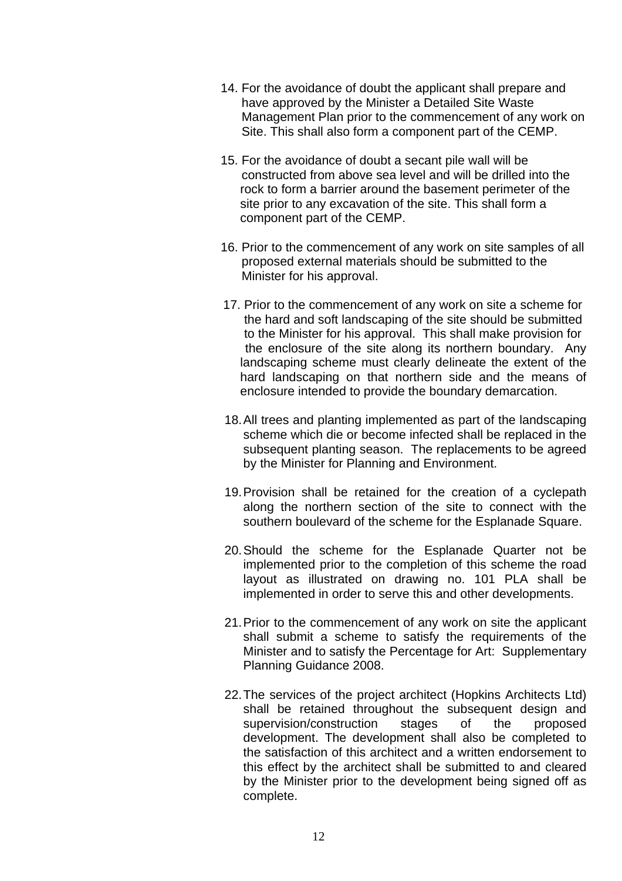14. For the avoidance of doubt the applicant shall prepare and have approved by the Minister a Detailed Site Waste Management Plan prior to the commencement of any work on Site. This shall also form a component part of the CEMP.

15. For the avoidance of doubt a secant pile wall will be constructed from above sea level and will be drilled into the rock to form a barrier around the basement perimeter of the site prior to any excavation of the site. This shall form a component part of the CEMP.

16. Prior to the commencement of any work on site samples of all proposed external materials should be submitted to the Minister for his approval.

17. Prior to the commencement of any work on site a scheme for the hard and soft landscaping of the site should be submitted to the Minister for his approval. This shall make provision for the enclosure of the site along its northern boundary. Any landscaping scheme must clearly delineate the extent of the hard landscaping on that northern side and the means of enclosure intended to provide the boundary demarcation.

18. All trees and planting implemented as part of the landscaping scheme which die or become infected shall be replaced in the subsequent planting season. The replacements to be agreed by the Minister for Planning and Environment.

19. Provision shall be retained for the creation of a cyclepath along the northern section of the site to connect with the southern boulevard of the scheme for the Esplanade Square.

20. Should the scheme for the Esplanade Quarter not be implemented prior to the completion of this scheme the road layout as illustrated on drawing no. 101 PLA shall be implemented in order to serve this and other developments.

21. Prior to the commencement of any work on site the applicant shall submit a scheme to satisfy the requirements of the Minister and to satisfy the Percentage for Art: Supplementary Planning Guidance 2008.

22. The services of the project architect (Hopkins Architects Ltd) shall be retained throughout the subsequent design and supervision/construction stages of the proposed development. The development shall also be completed to the satisfaction of this architect and a written endorsement to this effect by the architect shall be submitted to and cleared by the Minister prior to the development being signed off as complete.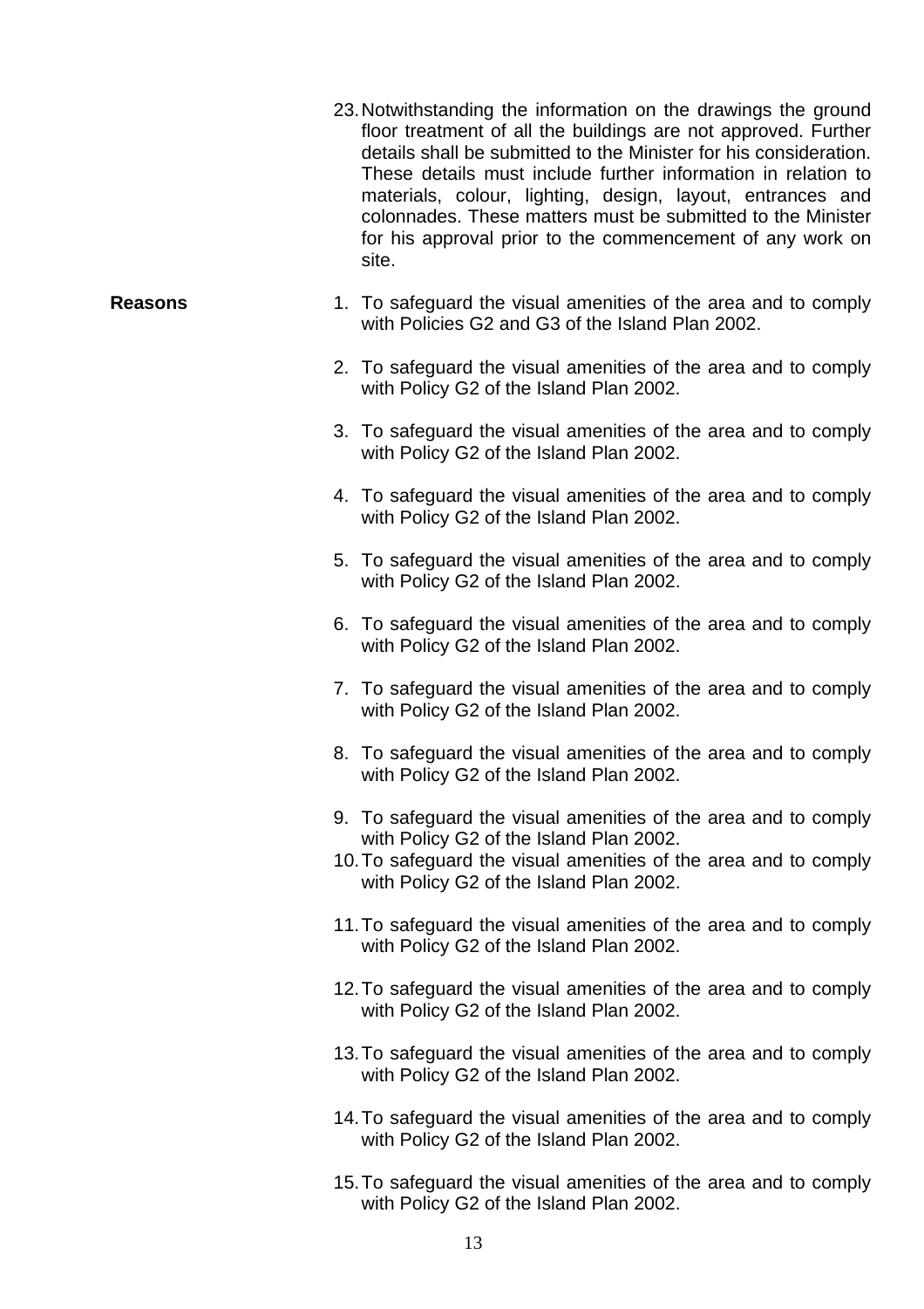23. Notwithstanding the information on the drawings the ground floor treatment of all the buildings are not approved. Further details shall be submitted to the Minister for his consideration. These details must include further information in relation to materials, colour, lighting, design, layout, entrances and colonnades. These matters must be submitted to the Minister for his approval prior to the commencement of any work on site.

**Reasons**

1. To safeguard the visual amenities of the area and to comply with Policies G2 and G3 of the Island Plan 2002.
2. To safeguard the visual amenities of the area and to comply with Policy G2 of the Island Plan 2002.
3. To safeguard the visual amenities of the area and to comply with Policy G2 of the Island Plan 2002.
4. To safeguard the visual amenities of the area and to comply with Policy G2 of the Island Plan 2002.
5. To safeguard the visual amenities of the area and to comply with Policy G2 of the Island Plan 2002.
6. To safeguard the visual amenities of the area and to comply with Policy G2 of the Island Plan 2002.
7. To safeguard the visual amenities of the area and to comply with Policy G2 of the Island Plan 2002.
8. To safeguard the visual amenities of the area and to comply with Policy G2 of the Island Plan 2002.
9. To safeguard the visual amenities of the area and to comply with Policy G2 of the Island Plan 2002.
10. To safeguard the visual amenities of the area and to comply with Policy G2 of the Island Plan 2002.
11. To safeguard the visual amenities of the area and to comply with Policy G2 of the Island Plan 2002.
12. To safeguard the visual amenities of the area and to comply with Policy G2 of the Island Plan 2002.
13. To safeguard the visual amenities of the area and to comply with Policy G2 of the Island Plan 2002.
14. To safeguard the visual amenities of the area and to comply with Policy G2 of the Island Plan 2002.
15. To safeguard the visual amenities of the area and to comply with Policy G2 of the Island Plan 2002.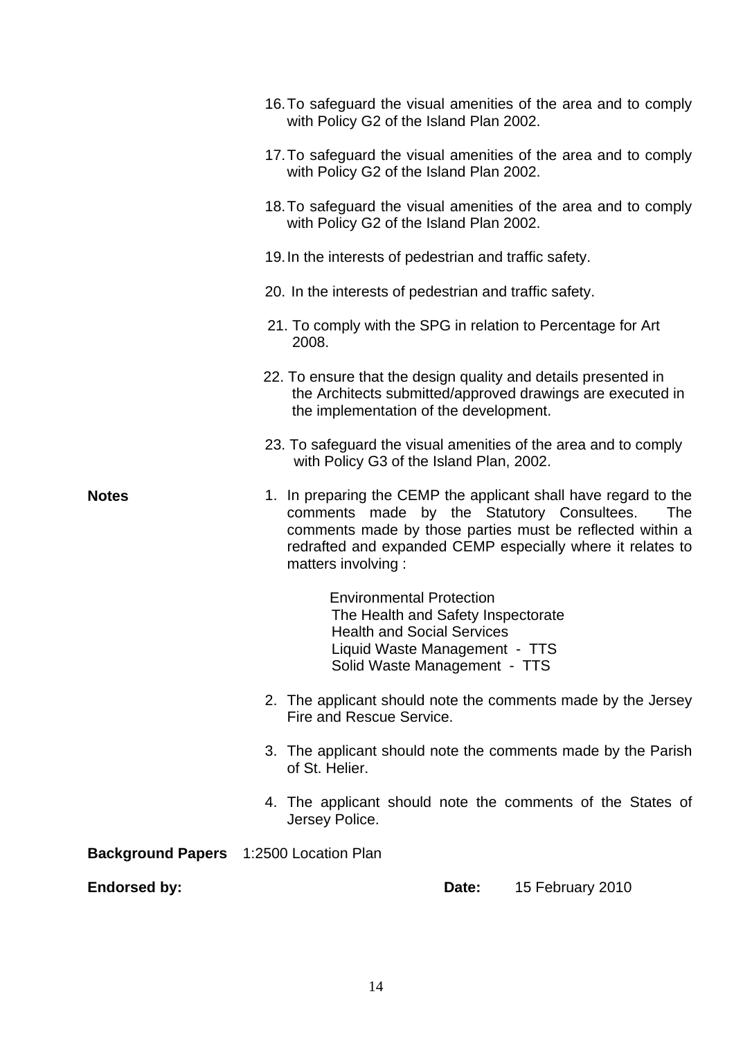16. To safeguard the visual amenities of the area and to comply with Policy G2 of the Island Plan 2002.

17. To safeguard the visual amenities of the area and to comply with Policy G2 of the Island Plan 2002.

18. To safeguard the visual amenities of the area and to comply with Policy G2 of the Island Plan 2002.

19. In the interests of pedestrian and traffic safety.

20. In the interests of pedestrian and traffic safety.

21. To comply with the SPG in relation to Percentage for Art 2008.

22. To ensure that the design quality and details presented in the Architects submitted/approved drawings are executed in the implementation of the development.

23. To safeguard the visual amenities of the area and to comply with Policy G3 of the Island Plan, 2002.

**Notes**

1. In preparing the CEMP the applicant shall have regard to the comments made by the Statutory Consultees. The comments made by those parties must be reflected within a redrafted and expanded CEMP especially where it relates to matters involving :

   Environmental Protection
   The Health and Safety Inspectorate
   Health and Social Services
   Liquid Waste Management - TTS
   Solid Waste Management - TTS

2. The applicant should note the comments made by the Jersey Fire and Rescue Service.

3. The applicant should note the comments made by the Parish of St. Helier.

4. The applicant should note the comments of the States of Jersey Police.

**Background Papers** 1:2500 Location Plan

**Endorsed by:** **Date:** 15 February 2010